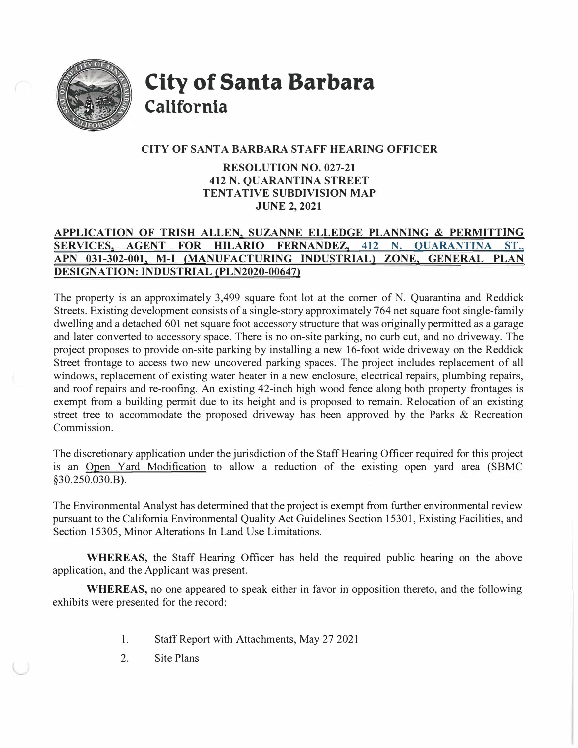# City of Santa Barbara
## California

**CITY OF SANTA BARBARA STAFF HEARING OFFICER**

**RESOLUTION NO. 027-21**
**412 N. QUARANTINA STREET**
**TENTATIVE SUBDIVISION MAP**
**JUNE 2, 2021**

**APPLICATION OF TRISH ALLEN, SUZANNE ELLEDGE PLANNING & PERMITTING SERVICES, AGENT FOR HILARIO FERNANDEZ, 412 N. QUARANTINA ST., APN 031-302-001, M-I (MANUFACTURING INDUSTRIAL) ZONE, GENERAL PLAN DESIGNATION: INDUSTRIAL (PLN2020-00647)**

The property is an approximately 3,499 square foot lot at the corner of N. Quarantina and Reddick Streets. Existing development consists of a single-story approximately 764 net square foot single-family dwelling and a detached 601 net square foot accessory structure that was originally permitted as a garage and later converted to accessory space. There is no on-site parking, no curb cut, and no driveway. The project proposes to provide on-site parking by installing a new 16-foot wide driveway on the Reddick Street frontage to access two new uncovered parking spaces. The project includes replacement of all windows, replacement of existing water heater in a new enclosure, electrical repairs, plumbing repairs, and roof repairs and re-roofing. An existing 42-inch high wood fence along both property frontages is exempt from a building permit due to its height and is proposed to remain. Relocation of an existing street tree to accommodate the proposed driveway has been approved by the Parks & Recreation Commission.

The discretionary application under the jurisdiction of the Staff Hearing Officer required for this project is an Open Yard Modification to allow a reduction of the existing open yard area (SBMC §30.250.030.B).

The Environmental Analyst has determined that the project is exempt from further environmental review pursuant to the California Environmental Quality Act Guidelines Section 15301, Existing Facilities, and Section 15305, Minor Alterations In Land Use Limitations.

**WHEREAS,** the Staff Hearing Officer has held the required public hearing on the above application, and the Applicant was present.

**WHEREAS,** no one appeared to speak either in favor in opposition thereto, and the following exhibits were presented for the record:

1. Staff Report with Attachments, May 27 2021
2. Site Plans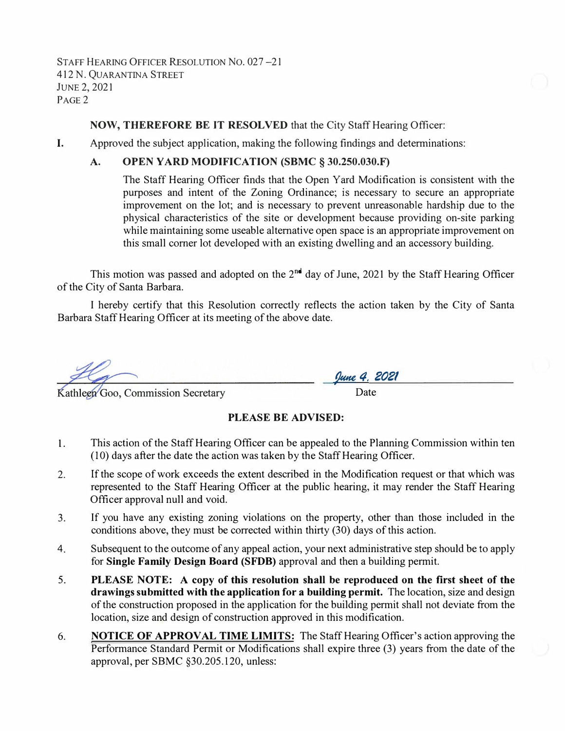**NOW, THEREFORE BE IT RESOLVED** that the City Staff Hearing Officer:

**I.** Approved the subject application, making the following findings and determinations:

**A. OPEN YARD MODIFICATION (SBMC § 30.250.030.F)**

The Staff Hearing Officer finds that the Open Yard Modification is consistent with the purposes and intent of the Zoning Ordinance; is necessary to secure an appropriate improvement on the lot; and is necessary to prevent unreasonable hardship due to the physical characteristics of the site or development because providing on-site parking while maintaining some useable alternative open space is an appropriate improvement on this small corner lot developed with an existing dwelling and an accessory building.

This motion was passed and adopted on the 2nd day of June, 2021 by the Staff Hearing Officer of the City of Santa Barbara.

I hereby certify that this Resolution correctly reflects the action taken by the City of Santa Barbara Staff Hearing Officer at its meeting of the above date.

Kathleen Goo, Commission Secretary

June 4, 2021
Date

**PLEASE BE ADVISED:**

1. This action of the Staff Hearing Officer can be appealed to the Planning Commission within ten (10) days after the date the action was taken by the Staff Hearing Officer.
2. If the scope of work exceeds the extent described in the Modification request or that which was represented to the Staff Hearing Officer at the public hearing, it may render the Staff Hearing Officer approval null and void.
3. If you have any existing zoning violations on the property, other than those included in the conditions above, they must be corrected within thirty (30) days of this action.
4. Subsequent to the outcome of any appeal action, your next administrative step should be to apply for **Single Family Design Board (SFDB)** approval and then a building permit.
5. **PLEASE NOTE: A copy of this resolution shall be reproduced on the first sheet of the drawings submitted with the application for a building permit.** The location, size and design of the construction proposed in the application for the building permit shall not deviate from the location, size and design of construction approved in this modification.
6. **NOTICE OF APPROVAL TIME LIMITS:** The Staff Hearing Officer's action approving the Performance Standard Permit or Modifications shall expire three (3) years from the date of the approval, per SBMC §30.205.120, unless: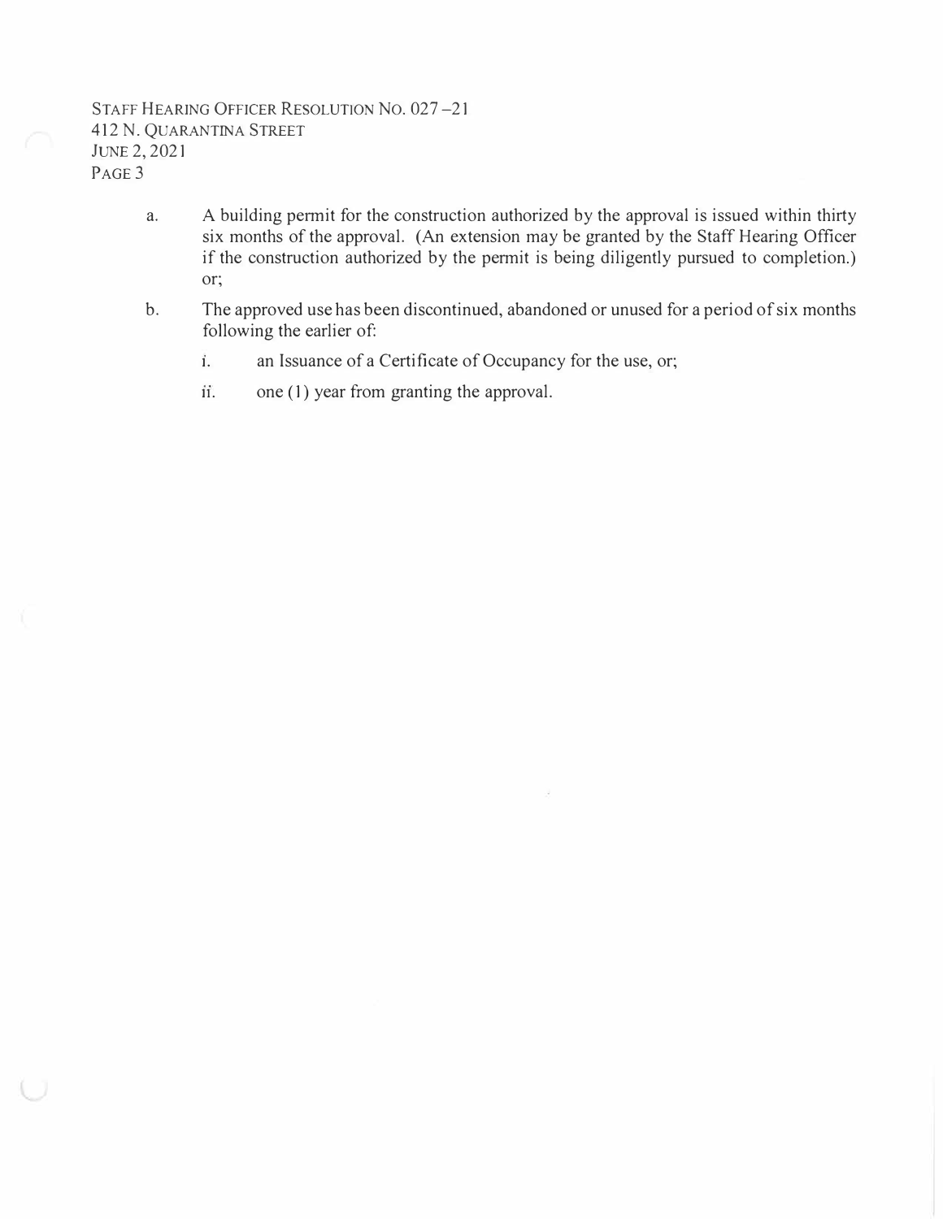a. A building permit for the construction authorized by the approval is issued within thirty six months of the approval. (An extension may be granted by the Staff Hearing Officer if the construction authorized by the permit is being diligently pursued to completion.) or;

b. The approved use has been discontinued, abandoned or unused for a period of six months following the earlier of:

   i. an Issuance of a Certificate of Occupancy for the use, or;

   ii. one (1) year from granting the approval.